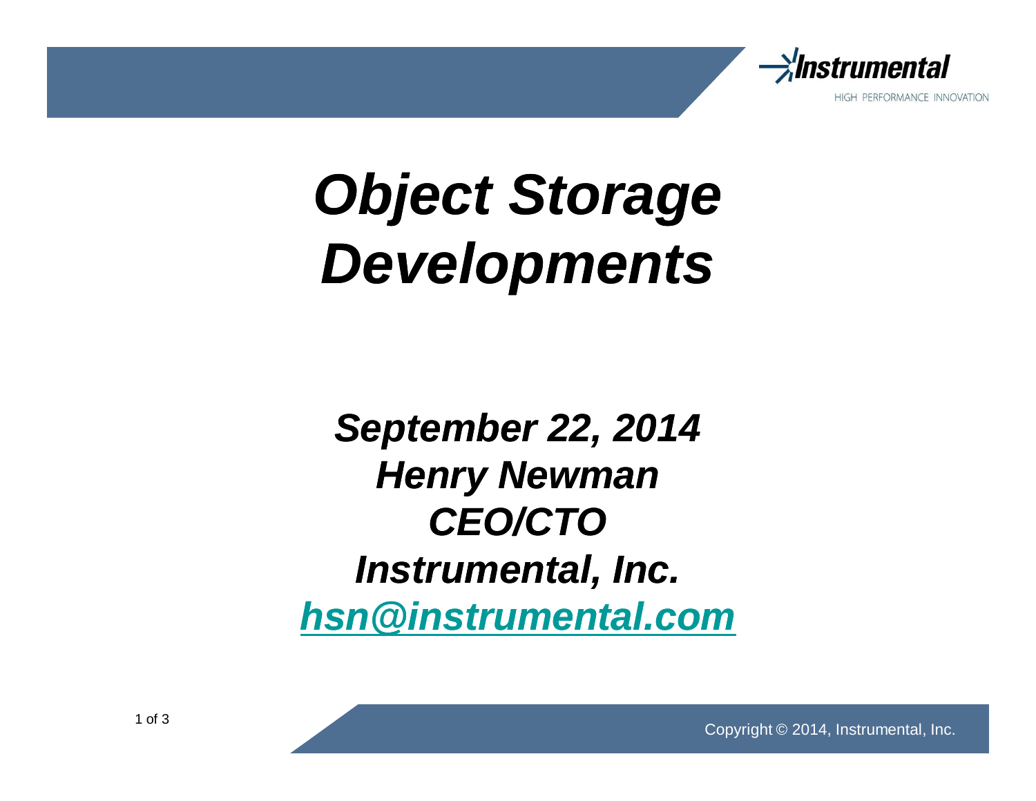# *Object Storage Developments*

***September 22, 2014***
***Henry Newman***
***CEO/CTO***
***Instrumental, Inc.***
***[hsn@instrumental.com](mailto:hsn@instrumental.com)***

Copyright © 2014, Instrumental, Inc.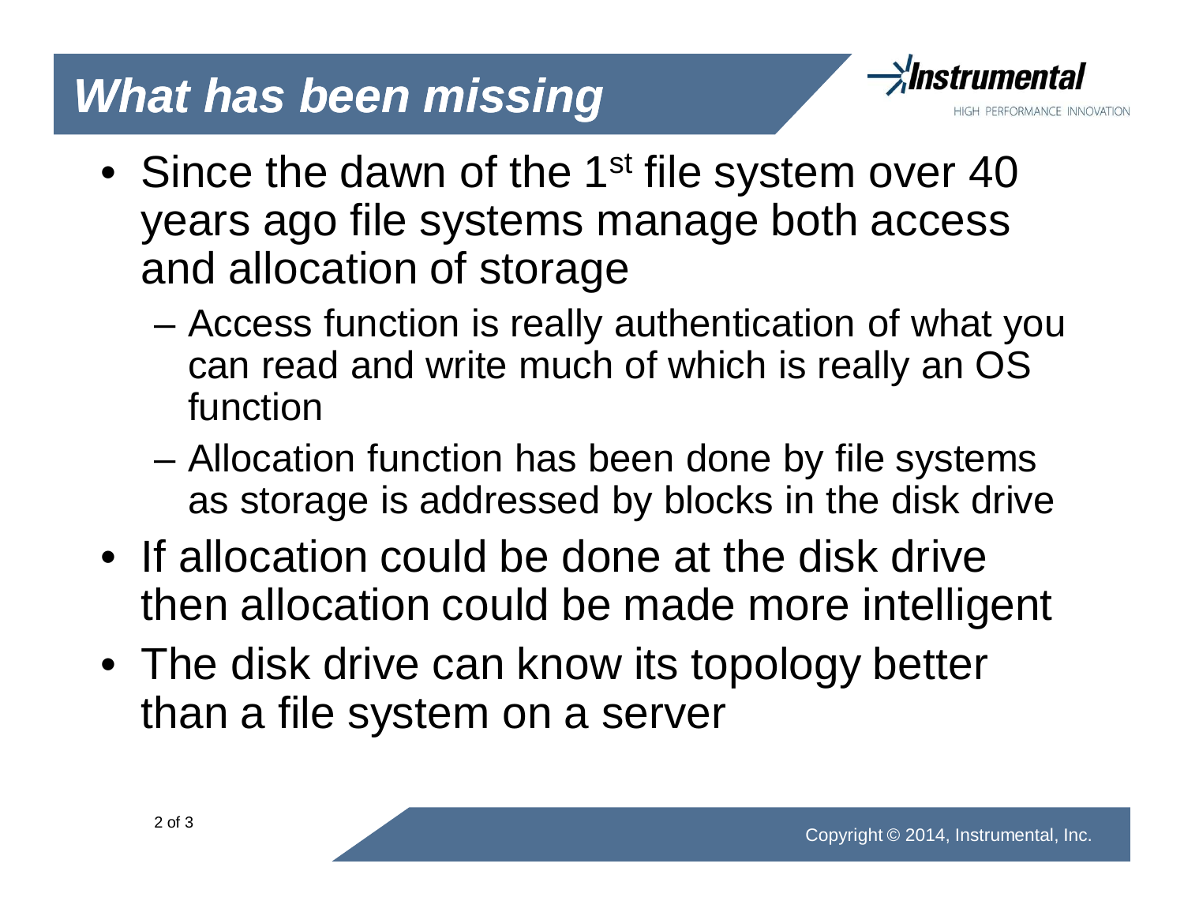# *What has been missing*

- Since the dawn of the 1st file system over 40 years ago file systems manage both access and allocation of storage
  - Access function is really authentication of what you can read and write much of which is really an OS function
  - Allocation function has been done by file systems as storage is addressed by blocks in the disk drive
- If allocation could be done at the disk drive then allocation could be made more intelligent
- The disk drive can know its topology better than a file system on a server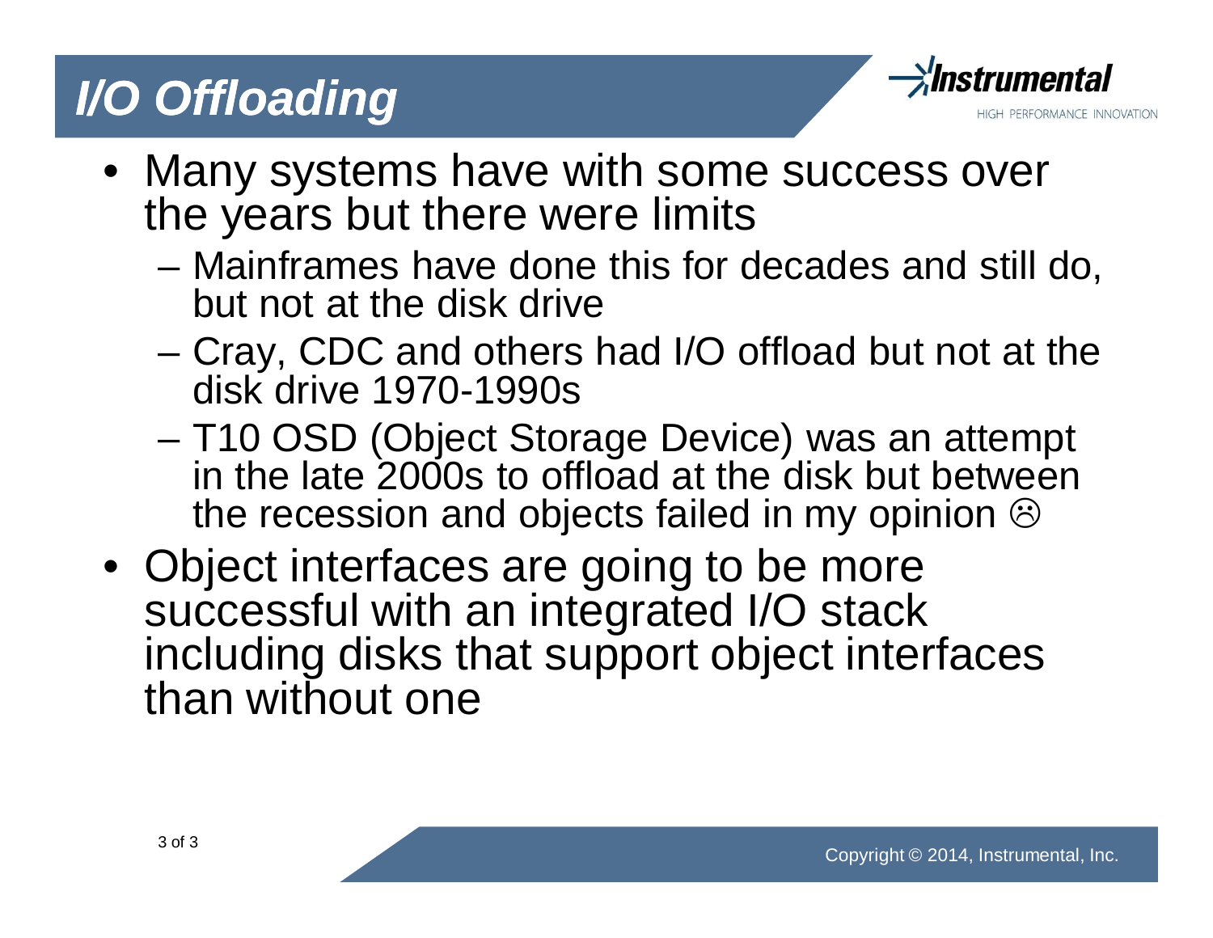# I/O Offloading

- Many systems have with some success over the years but there were limits
  - Mainframes have done this for decades and still do, but not at the disk drive
  - Cray, CDC and others had I/O offload but not at the disk drive 1970-1990s
  - T10 OSD (Object Storage Device) was an attempt in the late 2000s to offload at the disk but between the recession and objects failed in my opinion ☹
- Object interfaces are going to be more successful with an integrated I/O stack including disks that support object interfaces than without one